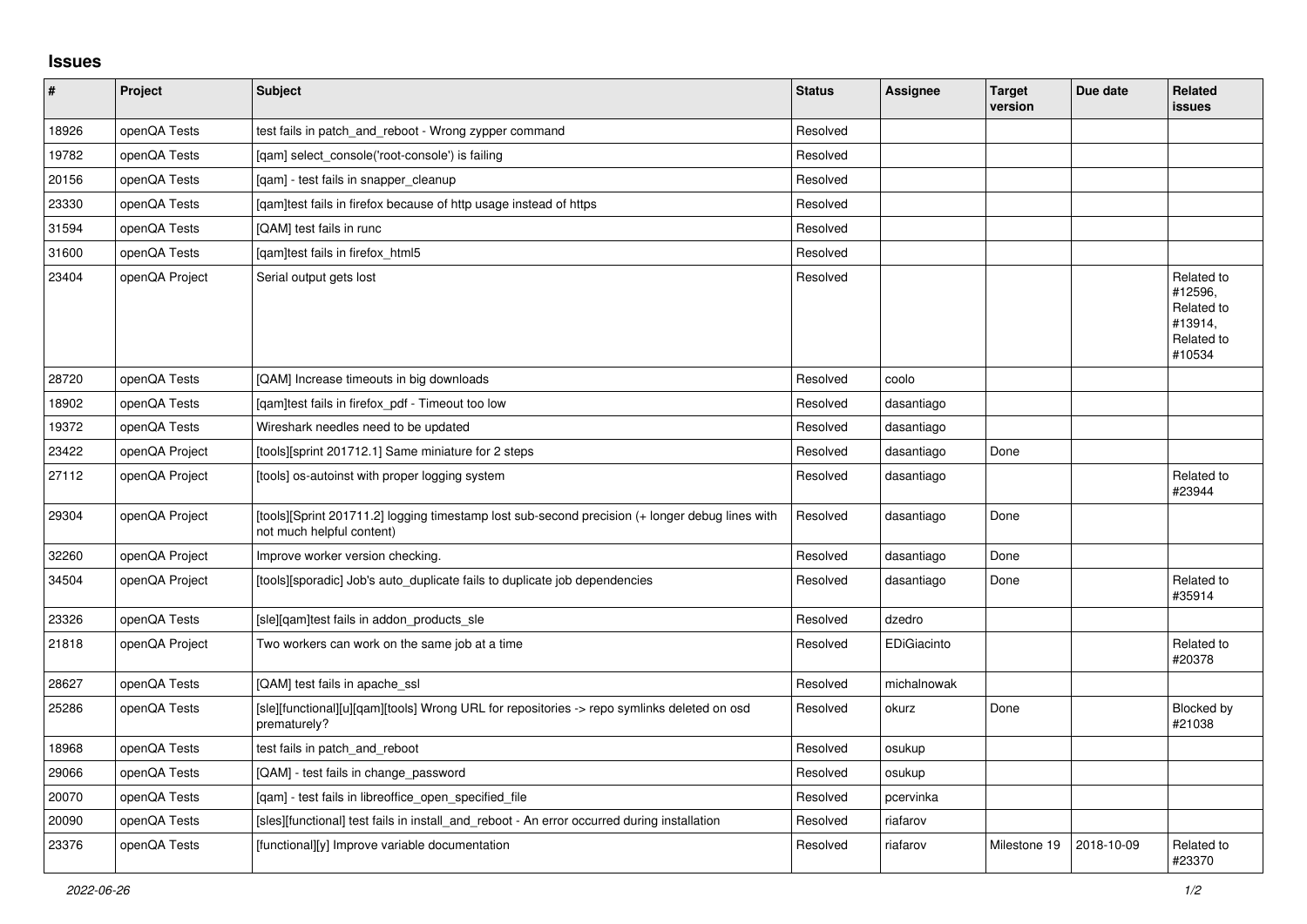## Issues

| # | Project | Subject | Status | Assignee | Target version | Due date | Related issues |
|---|---|---|---|---|---|---|---|
| 18926 | openQA Tests | test fails in patch_and_reboot - Wrong zypper command | Resolved | | | | |
| 19782 | openQA Tests | [qam] select_console('root-console') is failing | Resolved | | | | |
| 20156 | openQA Tests | [qam] - test fails in snapper_cleanup | Resolved | | | | |
| 23330 | openQA Tests | [qam]test fails in firefox because of http usage instead of https | Resolved | | | | |
| 31594 | openQA Tests | [QAM] test fails in runc | Resolved | | | | |
| 31600 | openQA Tests | [qam]test fails in firefox_html5 | Resolved | | | | |
| 23404 | openQA Project | Serial output gets lost | Resolved | | | | Related to #12596, Related to #13914, Related to #10534 |
| 28720 | openQA Tests | [QAM] Increase timeouts in big downloads | Resolved | coolo | | | |
| 18902 | openQA Tests | [qam]test fails in firefox_pdf - Timeout too low | Resolved | dasantiago | | | |
| 19372 | openQA Tests | Wireshark needles need to be updated | Resolved | dasantiago | | | |
| 23422 | openQA Project | [tools][sprint 201712.1] Same miniature for 2 steps | Resolved | dasantiago | Done | | |
| 27112 | openQA Project | [tools] os-autoinst with proper logging system | Resolved | dasantiago | | | Related to #23944 |
| 29304 | openQA Project | [tools][Sprint 201711.2] logging timestamp lost sub-second precision (+ longer debug lines with not much helpful content) | Resolved | dasantiago | Done | | |
| 32260 | openQA Project | Improve worker version checking. | Resolved | dasantiago | Done | | |
| 34504 | openQA Project | [tools][sporadic] Job's auto_duplicate fails to duplicate job dependencies | Resolved | dasantiago | Done | | Related to #35914 |
| 23326 | openQA Tests | [sle][qam]test fails in addon_products_sle | Resolved | dzedro | | | |
| 21818 | openQA Project | Two workers can work on the same job at a time | Resolved | EDiGiacinto | | | Related to #20378 |
| 28627 | openQA Tests | [QAM] test fails in apache_ssl | Resolved | michalnowak | | | |
| 25286 | openQA Tests | [sle][functional][u][qam][tools] Wrong URL for repositories -> repo symlinks deleted on osd prematurely? | Resolved | okurz | Done | | Blocked by #21038 |
| 18968 | openQA Tests | test fails in patch_and_reboot | Resolved | osukup | | | |
| 29066 | openQA Tests | [QAM] - test fails in change_password | Resolved | osukup | | | |
| 20070 | openQA Tests | [qam] - test fails in libreoffice_open_specified_file | Resolved | pcervinka | | | |
| 20090 | openQA Tests | [sles][functional] test fails in install_and_reboot - An error occurred during installation | Resolved | riafarov | | | |
| 23376 | openQA Tests | [functional][y] Improve variable documentation | Resolved | riafarov | Milestone 19 | 2018-10-09 | Related to #23370 |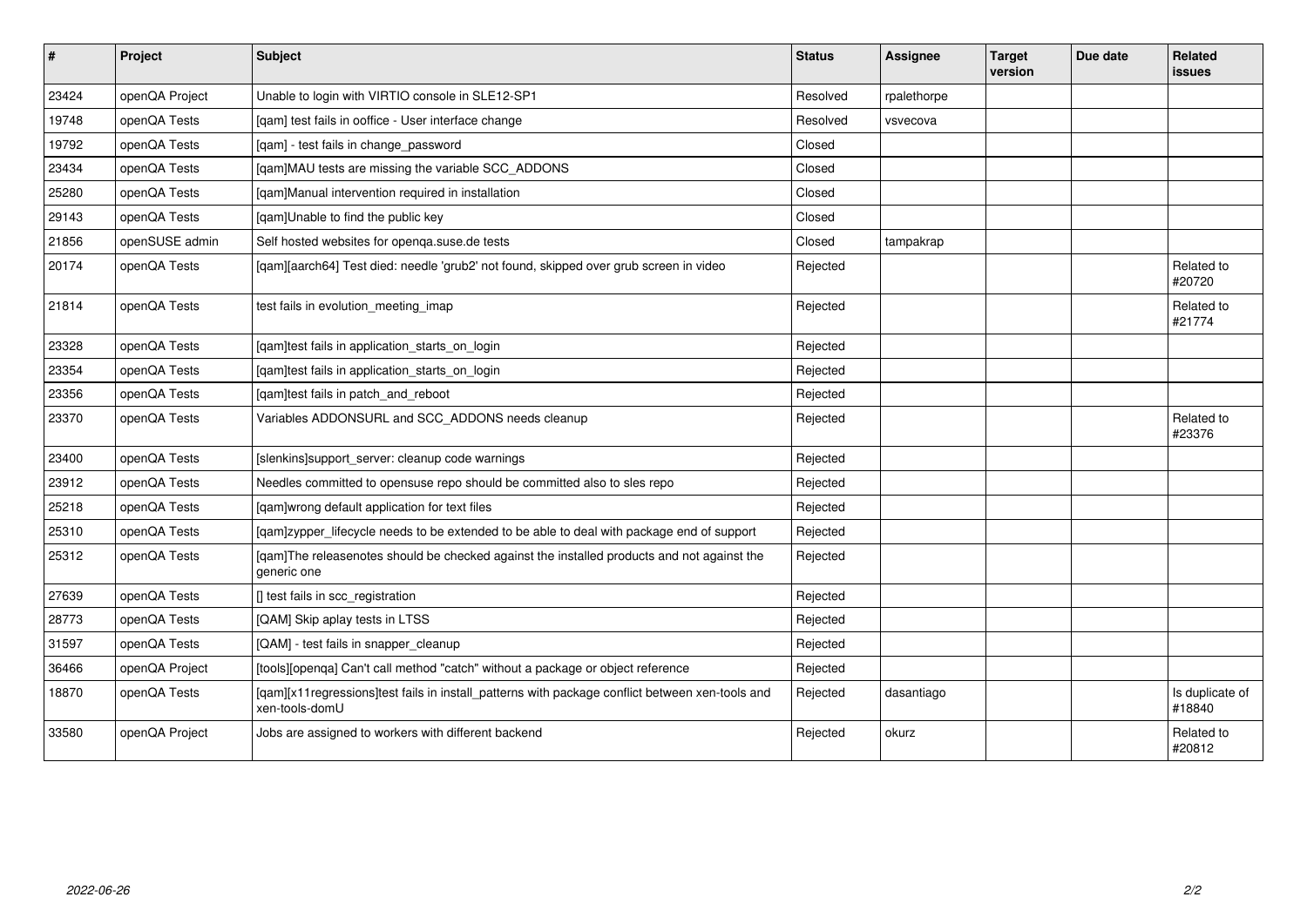| # | Project | Subject | Status | Assignee | Target version | Due date | Related issues |
|---|---|---|---|---|---|---|---|
| 23424 | openQA Project | Unable to login with VIRTIO console in SLE12-SP1 | Resolved | rpalethorpe | | | |
| 19748 | openQA Tests | [qam] test fails in ooffice - User interface change | Resolved | vsvecova | | | |
| 19792 | openQA Tests | [qam] - test fails in change_password | Closed | | | | |
| 23434 | openQA Tests | [qam]MAU tests are missing the variable SCC_ADDONS | Closed | | | | |
| 25280 | openQA Tests | [qam]Manual intervention required in installation | Closed | | | | |
| 29143 | openQA Tests | [qam]Unable to find the public key | Closed | | | | |
| 21856 | openSUSE admin | Self hosted websites for openqa.suse.de tests | Closed | tampakrap | | | |
| 20174 | openQA Tests | [qam][aarch64] Test died: needle 'grub2' not found, skipped over grub screen in video | Rejected | | | | Related to #20720 |
| 21814 | openQA Tests | test fails in evolution_meeting_imap | Rejected | | | | Related to #21774 |
| 23328 | openQA Tests | [qam]test fails in application_starts_on_login | Rejected | | | | |
| 23354 | openQA Tests | [qam]test fails in application_starts_on_login | Rejected | | | | |
| 23356 | openQA Tests | [qam]test fails in patch_and_reboot | Rejected | | | | |
| 23370 | openQA Tests | Variables ADDONSURL and SCC_ADDONS needs cleanup | Rejected | | | | Related to #23376 |
| 23400 | openQA Tests | [slenkins]support_server: cleanup code warnings | Rejected | | | | |
| 23912 | openQA Tests | Needles committed to opensuse repo should be committed also to sles repo | Rejected | | | | |
| 25218 | openQA Tests | [qam]wrong default application for text files | Rejected | | | | |
| 25310 | openQA Tests | [qam]zypper_lifecycle needs to be extended to be able to deal with package end of support | Rejected | | | | |
| 25312 | openQA Tests | [qam]The releasenotes should be checked against the installed products and not against the generic one | Rejected | | | | |
| 27639 | openQA Tests | [] test fails in scc_registration | Rejected | | | | |
| 28773 | openQA Tests | [QAM] Skip aplay tests in LTSS | Rejected | | | | |
| 31597 | openQA Tests | [QAM] - test fails in snapper_cleanup | Rejected | | | | |
| 36466 | openQA Project | [tools][openqa] Can't call method "catch" without a package or object reference | Rejected | | | | |
| 18870 | openQA Tests | [qam][x11regressions]test fails in install_patterns with package conflict between xen-tools and xen-tools-domU | Rejected | dasantiago | | | Is duplicate of #18840 |
| 33580 | openQA Project | Jobs are assigned to workers with different backend | Rejected | okurz | | | Related to #20812 |